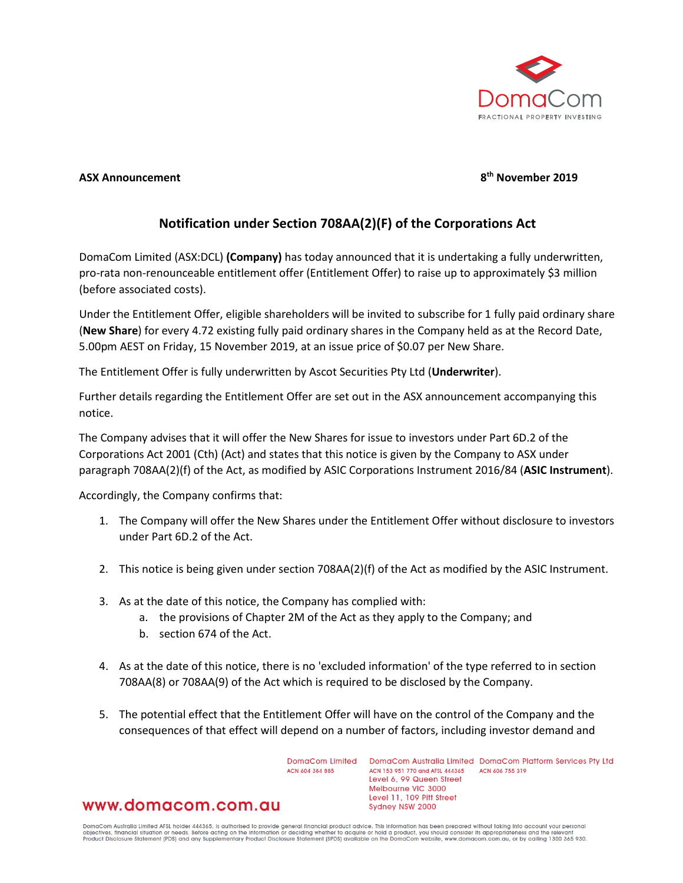**ASX Announcement** **8th November 2019**

## Notification under Section 708AA(2)(F) of the Corporations Act

DomaCom Limited (ASX:DCL) **(Company)** has today announced that it is undertaking a fully underwritten, pro-rata non-renounceable entitlement offer (Entitlement Offer) to raise up to approximately $3 million (before associated costs).

Under the Entitlement Offer, eligible shareholders will be invited to subscribe for 1 fully paid ordinary share (**New Share**) for every 4.72 existing fully paid ordinary shares in the Company held as at the Record Date, 5.00pm AEST on Friday, 15 November 2019, at an issue price of $0.07 per New Share.

The Entitlement Offer is fully underwritten by Ascot Securities Pty Ltd (**Underwriter**).

Further details regarding the Entitlement Offer are set out in the ASX announcement accompanying this notice.

The Company advises that it will offer the New Shares for issue to investors under Part 6D.2 of the Corporations Act 2001 (Cth) (Act) and states that this notice is given by the Company to ASX under paragraph 708AA(2)(f) of the Act, as modified by ASIC Corporations Instrument 2016/84 (**ASIC Instrument**).

Accordingly, the Company confirms that:

1. The Company will offer the New Shares under the Entitlement Offer without disclosure to investors under Part 6D.2 of the Act.

2. This notice is being given under section 708AA(2)(f) of the Act as modified by the ASIC Instrument.

3. As at the date of this notice, the Company has complied with:
    a. the provisions of Chapter 2M of the Act as they apply to the Company; and
    b. section 674 of the Act.

4. As at the date of this notice, there is no 'excluded information' of the type referred to in section 708AA(8) or 708AA(9) of the Act which is required to be disclosed by the Company.

5. The potential effect that the Entitlement Offer will have on the control of the Company and the consequences of that effect will depend on a number of factors, including investor demand and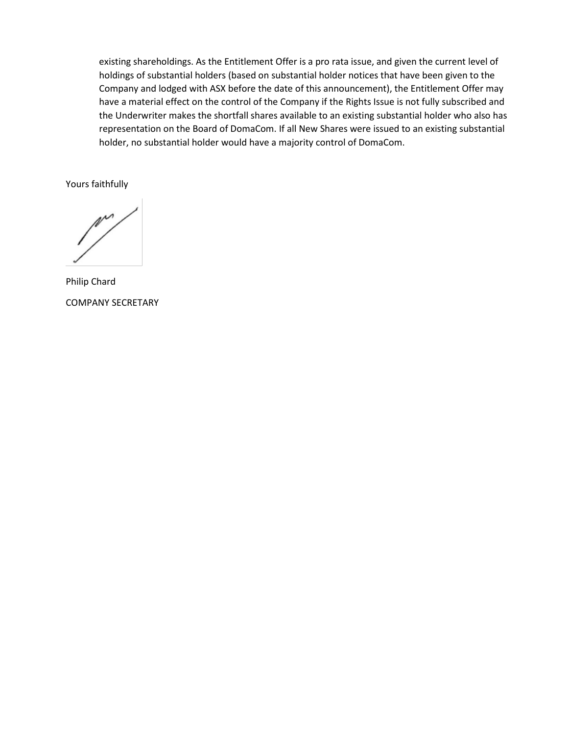existing shareholdings. As the Entitlement Offer is a pro rata issue, and given the current level of holdings of substantial holders (based on substantial holder notices that have been given to the Company and lodged with ASX before the date of this announcement), the Entitlement Offer may have a material effect on the control of the Company if the Rights Issue is not fully subscribed and the Underwriter makes the shortfall shares available to an existing substantial holder who also has representation on the Board of DomaCom. If all New Shares were issued to an existing substantial holder, no substantial holder would have a majority control of DomaCom.

Yours faithfully

Philip Chard

COMPANY SECRETARY